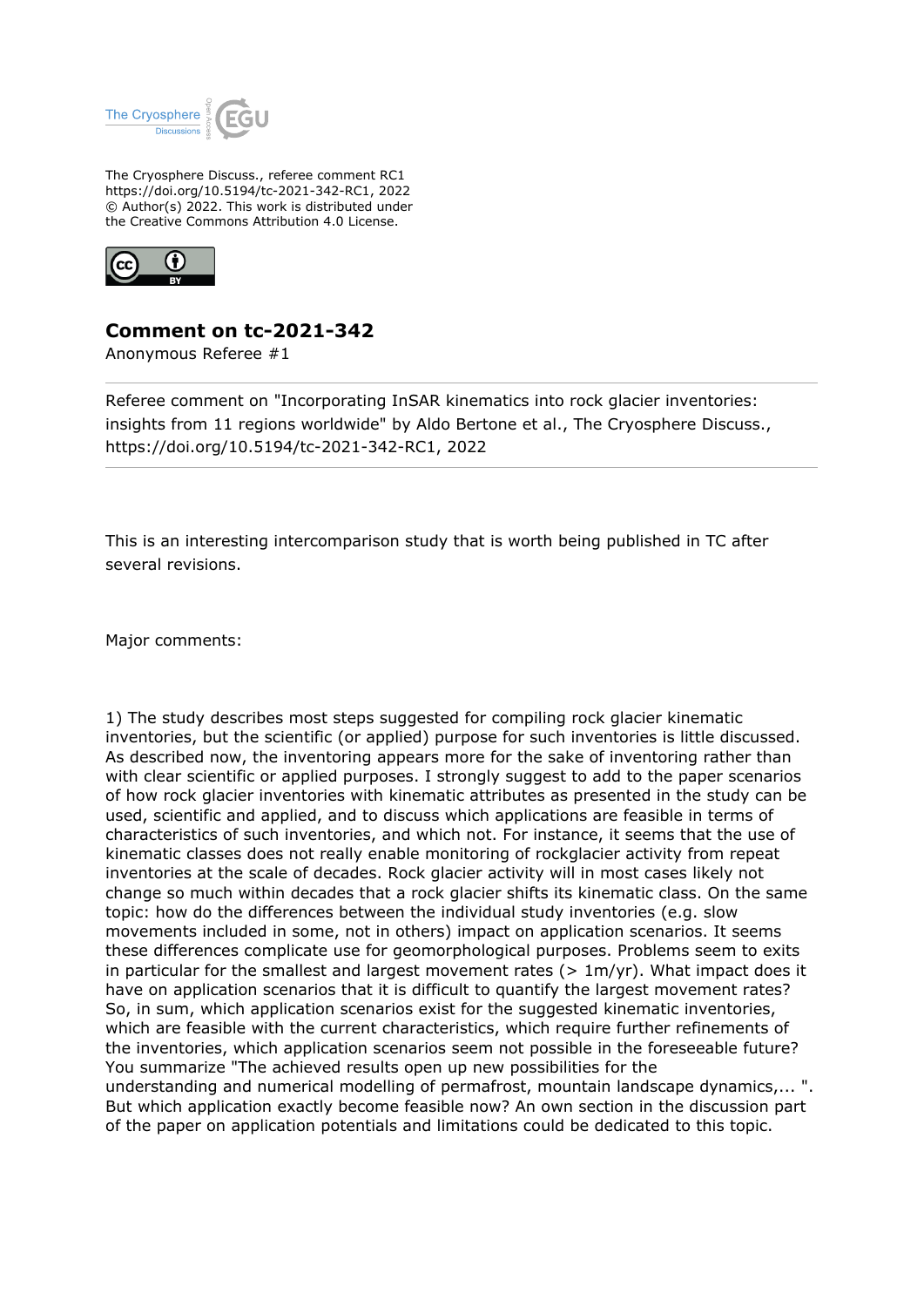The Cryosphere Discuss., referee comment RC1
https://doi.org/10.5194/tc-2021-342-RC1, 2022
© Author(s) 2022. This work is distributed under
the Creative Commons Attribution 4.0 License.

# Comment on tc-2021-342

Anonymous Referee #1

Referee comment on "Incorporating InSAR kinematics into rock glacier inventories: insights from 11 regions worldwide" by Aldo Bertone et al., The Cryosphere Discuss., https://doi.org/10.5194/tc-2021-342-RC1, 2022

---

This is an interesting intercomparison study that is worth being published in TC after several revisions.

Major comments:

1) The study describes most steps suggested for compiling rock glacier kinematic inventories, but the scientific (or applied) purpose for such inventories is little discussed. As described now, the inventoring appears more for the sake of inventoring rather than with clear scientific or applied purposes. I strongly suggest to add to the paper scenarios of how rock glacier inventories with kinematic attributes as presented in the study can be used, scientific and applied, and to discuss which applications are feasible in terms of characteristics of such inventories, and which not. For instance, it seems that the use of kinematic classes does not really enable monitoring of rockglacier activity from repeat inventories at the scale of decades. Rock glacier activity will in most cases likely not change so much within decades that a rock glacier shifts its kinematic class. On the same topic: how do the differences between the individual study inventories (e.g. slow movements included in some, not in others) impact on application scenarios. It seems these differences complicate use for geomorphological purposes. Problems seem to exits in particular for the smallest and largest movement rates (> 1m/yr). What impact does it have on application scenarios that it is difficult to quantify the largest movement rates? So, in sum, which application scenarios exist for the suggested kinematic inventories, which are feasible with the current characteristics, which require further refinements of the inventories, which application scenarios seem not possible in the foreseeable future? You summarize "The achieved results open up new possibilities for the understanding and numerical modelling of permafrost, mountain landscape dynamics,... ". But which application exactly become feasible now? An own section in the discussion part of the paper on application potentials and limitations could be dedicated to this topic.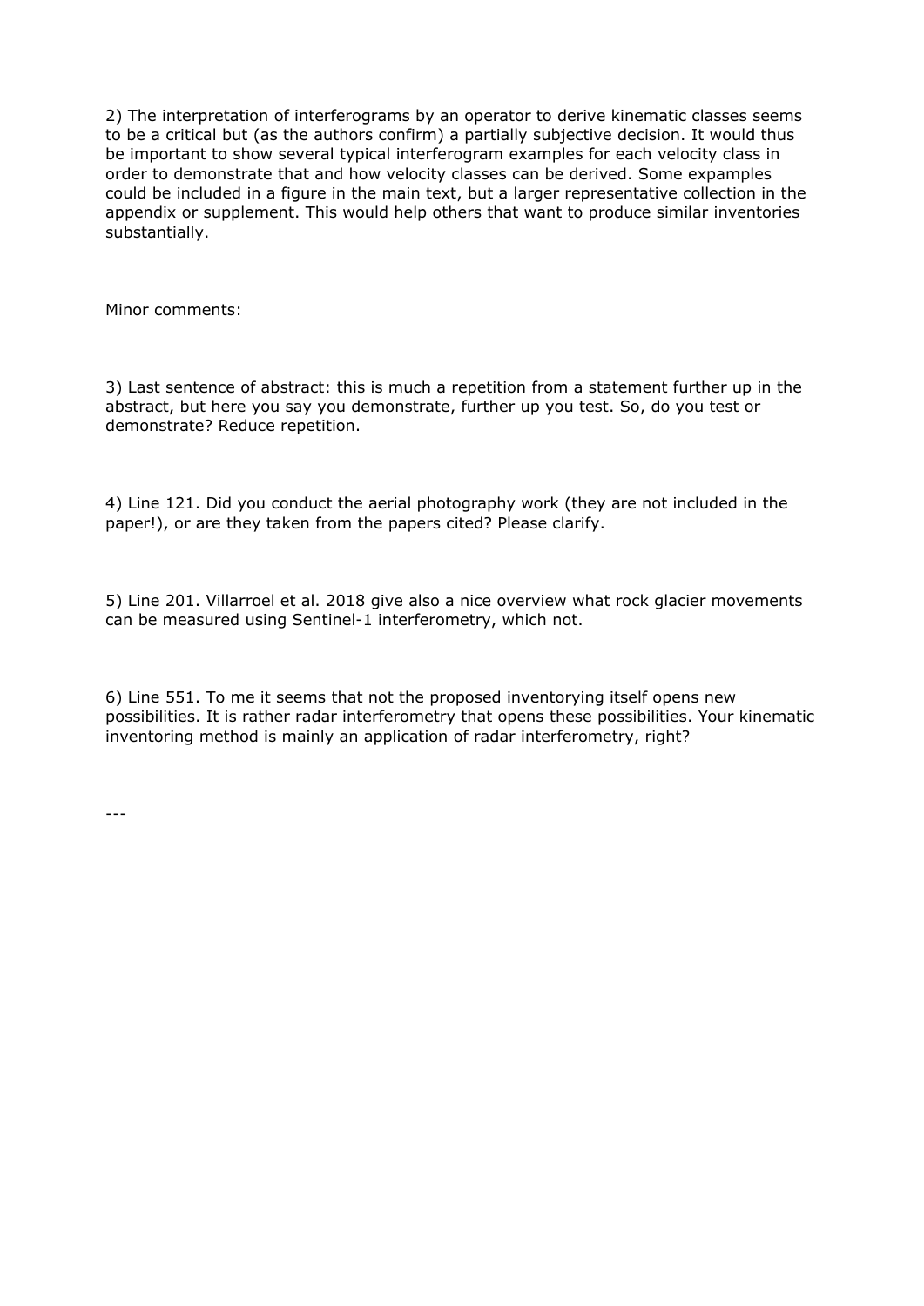2) The interpretation of interferograms by an operator to derive kinematic classes seems to be a critical but (as the authors confirm) a partially subjective decision. It would thus be important to show several typical interferogram examples for each velocity class in order to demonstrate that and how velocity classes can be derived. Some expamples could be included in a figure in the main text, but a larger representative collection in the appendix or supplement. This would help others that want to produce similar inventories substantially.

Minor comments:

3) Last sentence of abstract: this is much a repetition from a statement further up in the abstract, but here you say you demonstrate, further up you test. So, do you test or demonstrate? Reduce repetition.

4) Line 121. Did you conduct the aerial photography work (they are not included in the paper!), or are they taken from the papers cited? Please clarify.

5) Line 201. Villarroel et al. 2018 give also a nice overview what rock glacier movements can be measured using Sentinel-1 interferometry, which not.

6) Line 551. To me it seems that not the proposed inventorying itself opens new possibilities. It is rather radar interferometry that opens these possibilities. Your kinematic inventoring method is mainly an application of radar interferometry, right?

---